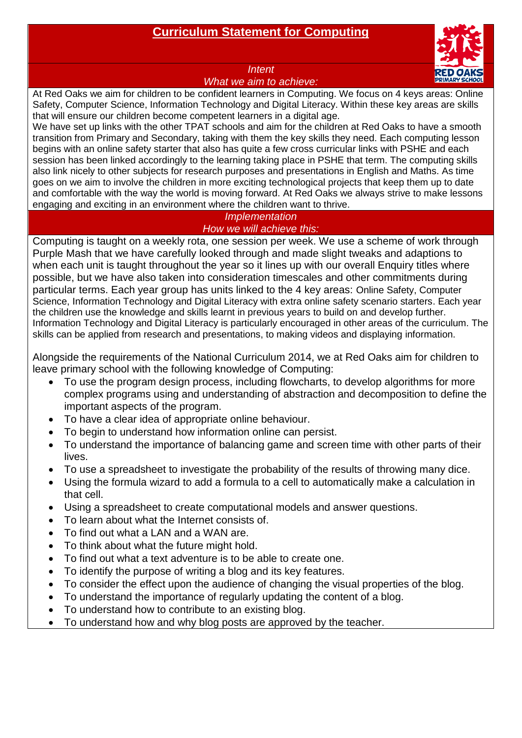# Curriculum Statement for Computing

## *Intent*
## *What we aim to achieve:*

At Red Oaks we aim for children to be confident learners in Computing. We focus on 4 keys areas: Online Safety, Computer Science, Information Technology and Digital Literacy. Within these key areas are skills that will ensure our children become competent learners in a digital age.

We have set up links with the other TPAT schools and aim for the children at Red Oaks to have a smooth transition from Primary and Secondary, taking with them the key skills they need. Each computing lesson begins with an online safety starter that also has quite a few cross curricular links with PSHE and each session has been linked accordingly to the learning taking place in PSHE that term. The computing skills also link nicely to other subjects for research purposes and presentations in English and Maths. As time goes on we aim to involve the children in more exciting technological projects that keep them up to date and comfortable with the way the world is moving forward. At Red Oaks we always strive to make lessons engaging and exciting in an environment where the children want to thrive.

## *Implementation*
## *How we will achieve this:*

Computing is taught on a weekly rota, one session per week. We use a scheme of work through Purple Mash that we have carefully looked through and made slight tweaks and adaptions to when each unit is taught throughout the year so it lines up with our overall Enquiry titles where possible, but we have also taken into consideration timescales and other commitments during particular terms. Each year group has units linked to the 4 key areas: Online Safety, Computer Science, Information Technology and Digital Literacy with extra online safety scenario starters. Each year the children use the knowledge and skills learnt in previous years to build on and develop further. Information Technology and Digital Literacy is particularly encouraged in other areas of the curriculum. The skills can be applied from research and presentations, to making videos and displaying information.

Alongside the requirements of the National Curriculum 2014, we at Red Oaks aim for children to leave primary school with the following knowledge of Computing:

- To use the program design process, including flowcharts, to develop algorithms for more complex programs using and understanding of abstraction and decomposition to define the important aspects of the program.
- To have a clear idea of appropriate online behaviour.
- To begin to understand how information online can persist.
- To understand the importance of balancing game and screen time with other parts of their lives.
- To use a spreadsheet to investigate the probability of the results of throwing many dice.
- Using the formula wizard to add a formula to a cell to automatically make a calculation in that cell.
- Using a spreadsheet to create computational models and answer questions.
- To learn about what the Internet consists of.
- To find out what a LAN and a WAN are.
- To think about what the future might hold.
- To find out what a text adventure is to be able to create one.
- To identify the purpose of writing a blog and its key features.
- To consider the effect upon the audience of changing the visual properties of the blog.
- To understand the importance of regularly updating the content of a blog.
- To understand how to contribute to an existing blog.
- To understand how and why blog posts are approved by the teacher.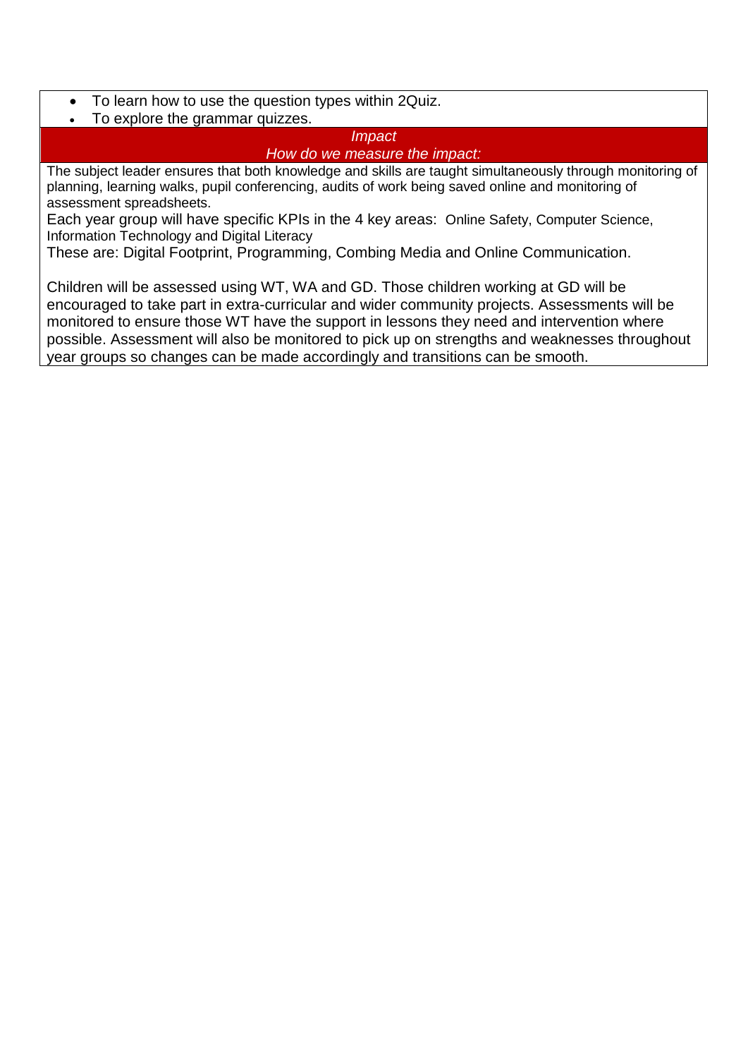- To learn how to use the question types within 2Quiz.
- To explore the grammar quizzes.

*Impact*

*How do we measure the impact:*

The subject leader ensures that both knowledge and skills are taught simultaneously through monitoring of planning, learning walks, pupil conferencing, audits of work being saved online and monitoring of assessment spreadsheets.

Each year group will have specific KPIs in the 4 key areas: Online Safety, Computer Science, Information Technology and Digital Literacy

These are: Digital Footprint, Programming, Combing Media and Online Communication.

Children will be assessed using WT, WA and GD. Those children working at GD will be encouraged to take part in extra-curricular and wider community projects. Assessments will be monitored to ensure those WT have the support in lessons they need and intervention where possible. Assessment will also be monitored to pick up on strengths and weaknesses throughout year groups so changes can be made accordingly and transitions can be smooth.